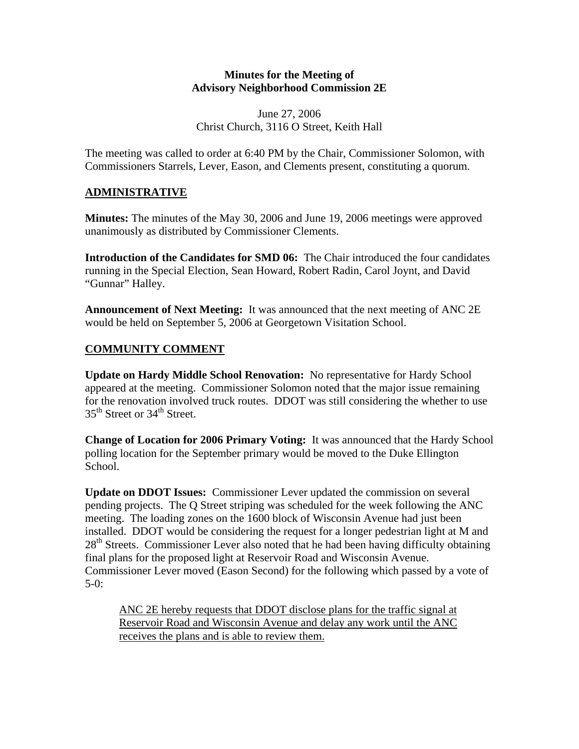**Minutes for the Meeting of**
**Advisory Neighborhood Commission 2E**

June 27, 2006
Christ Church, 3116 O Street, Keith Hall

The meeting was called to order at 6:40 PM by the Chair, Commissioner Solomon, with Commissioners Starrels, Lever, Eason, and Clements present, constituting a quorum.

## ADMINISTRATIVE

**Minutes:** The minutes of the May 30, 2006 and June 19, 2006 meetings were approved unanimously as distributed by Commissioner Clements.

**Introduction of the Candidates for SMD 06:** The Chair introduced the four candidates running in the Special Election, Sean Howard, Robert Radin, Carol Joynt, and David "Gunnar" Halley.

**Announcement of Next Meeting:** It was announced that the next meeting of ANC 2E would be held on September 5, 2006 at Georgetown Visitation School.

## COMMUNITY COMMENT

**Update on Hardy Middle School Renovation:** No representative for Hardy School appeared at the meeting. Commissioner Solomon noted that the major issue remaining for the renovation involved truck routes. DDOT was still considering the whether to use 35th Street or 34th Street.

**Change of Location for 2006 Primary Voting:** It was announced that the Hardy School polling location for the September primary would be moved to the Duke Ellington School.

**Update on DDOT Issues:** Commissioner Lever updated the commission on several pending projects. The Q Street striping was scheduled for the week following the ANC meeting. The loading zones on the 1600 block of Wisconsin Avenue had just been installed. DDOT would be considering the request for a longer pedestrian light at M and 28th Streets. Commissioner Lever also noted that he had been having difficulty obtaining final plans for the proposed light at Reservoir Road and Wisconsin Avenue. Commissioner Lever moved (Eason Second) for the following which passed by a vote of 5-0:

> <u>ANC 2E hereby requests that DDOT disclose plans for the traffic signal at Reservoir Road and Wisconsin Avenue and delay any work until the ANC receives the plans and is able to review them.</u>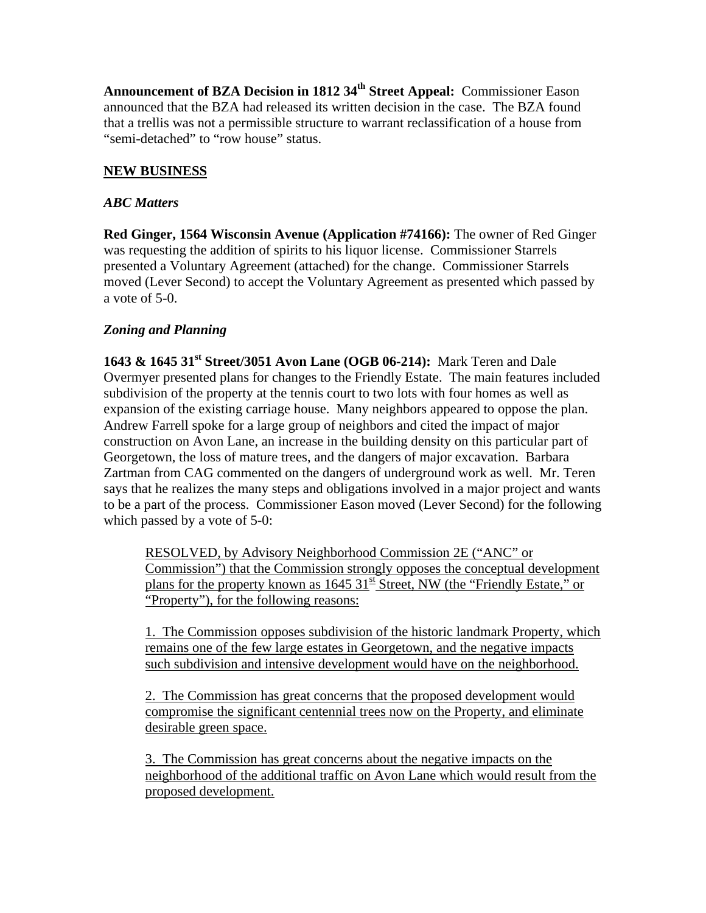**Announcement of BZA Decision in 1812 34th Street Appeal:** Commissioner Eason announced that the BZA had released its written decision in the case. The BZA found that a trellis was not a permissible structure to warrant reclassification of a house from "semi-detached" to "row house" status.

## NEW BUSINESS

### *ABC Matters*

**Red Ginger, 1564 Wisconsin Avenue (Application #74166):** The owner of Red Ginger was requesting the addition of spirits to his liquor license. Commissioner Starrels presented a Voluntary Agreement (attached) for the change. Commissioner Starrels moved (Lever Second) to accept the Voluntary Agreement as presented which passed by a vote of 5-0.

### *Zoning and Planning*

**1643 & 1645 31st Street/3051 Avon Lane (OGB 06-214):** Mark Teren and Dale Overmyer presented plans for changes to the Friendly Estate. The main features included subdivision of the property at the tennis court to two lots with four homes as well as expansion of the existing carriage house. Many neighbors appeared to oppose the plan. Andrew Farrell spoke for a large group of neighbors and cited the impact of major construction on Avon Lane, an increase in the building density on this particular part of Georgetown, the loss of mature trees, and the dangers of major excavation. Barbara Zartman from CAG commented on the dangers of underground work as well. Mr. Teren says that he realizes the many steps and obligations involved in a major project and wants to be a part of the process. Commissioner Eason moved (Lever Second) for the following which passed by a vote of 5-0:

> RESOLVED, by Advisory Neighborhood Commission 2E ("ANC" or Commission") that the Commission strongly opposes the conceptual development plans for the property known as 1645 31st Street, NW (the "Friendly Estate," or "Property"), for the following reasons:
>
> 1. The Commission opposes subdivision of the historic landmark Property, which remains one of the few large estates in Georgetown, and the negative impacts such subdivision and intensive development would have on the neighborhood.
>
> 2. The Commission has great concerns that the proposed development would compromise the significant centennial trees now on the Property, and eliminate desirable green space.
>
> 3. The Commission has great concerns about the negative impacts on the neighborhood of the additional traffic on Avon Lane which would result from the proposed development.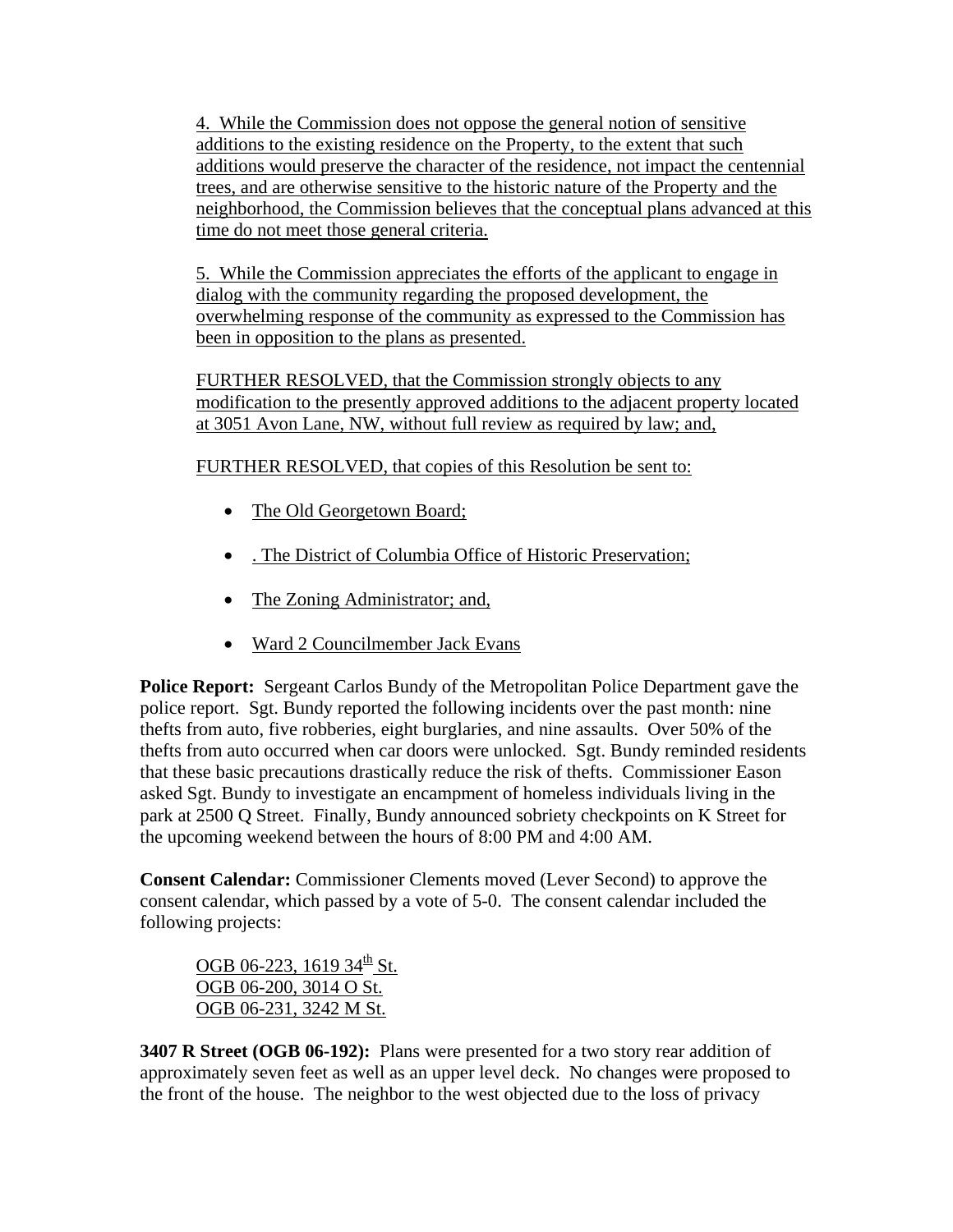4. While the Commission does not oppose the general notion of sensitive additions to the existing residence on the Property, to the extent that such additions would preserve the character of the residence, not impact the centennial trees, and are otherwise sensitive to the historic nature of the Property and the neighborhood, the Commission believes that the conceptual plans advanced at this time do not meet those general criteria.

5. While the Commission appreciates the efforts of the applicant to engage in dialog with the community regarding the proposed development, the overwhelming response of the community as expressed to the Commission has been in opposition to the plans as presented.

FURTHER RESOLVED, that the Commission strongly objects to any modification to the presently approved additions to the adjacent property located at 3051 Avon Lane, NW, without full review as required by law; and,

FURTHER RESOLVED, that copies of this Resolution be sent to:

- The Old Georgetown Board;
- . The District of Columbia Office of Historic Preservation;
- The Zoning Administrator; and,
- Ward 2 Councilmember Jack Evans

**Police Report:** Sergeant Carlos Bundy of the Metropolitan Police Department gave the police report. Sgt. Bundy reported the following incidents over the past month: nine thefts from auto, five robberies, eight burglaries, and nine assaults. Over 50% of the thefts from auto occurred when car doors were unlocked. Sgt. Bundy reminded residents that these basic precautions drastically reduce the risk of thefts. Commissioner Eason asked Sgt. Bundy to investigate an encampment of homeless individuals living in the park at 2500 Q Street. Finally, Bundy announced sobriety checkpoints on K Street for the upcoming weekend between the hours of 8:00 PM and 4:00 AM.

**Consent Calendar:** Commissioner Clements moved (Lever Second) to approve the consent calendar, which passed by a vote of 5-0. The consent calendar included the following projects:

OGB 06-223, 1619 34th St.
OGB 06-200, 3014 O St.
OGB 06-231, 3242 M St.

**3407 R Street (OGB 06-192):** Plans were presented for a two story rear addition of approximately seven feet as well as an upper level deck. No changes were proposed to the front of the house. The neighbor to the west objected due to the loss of privacy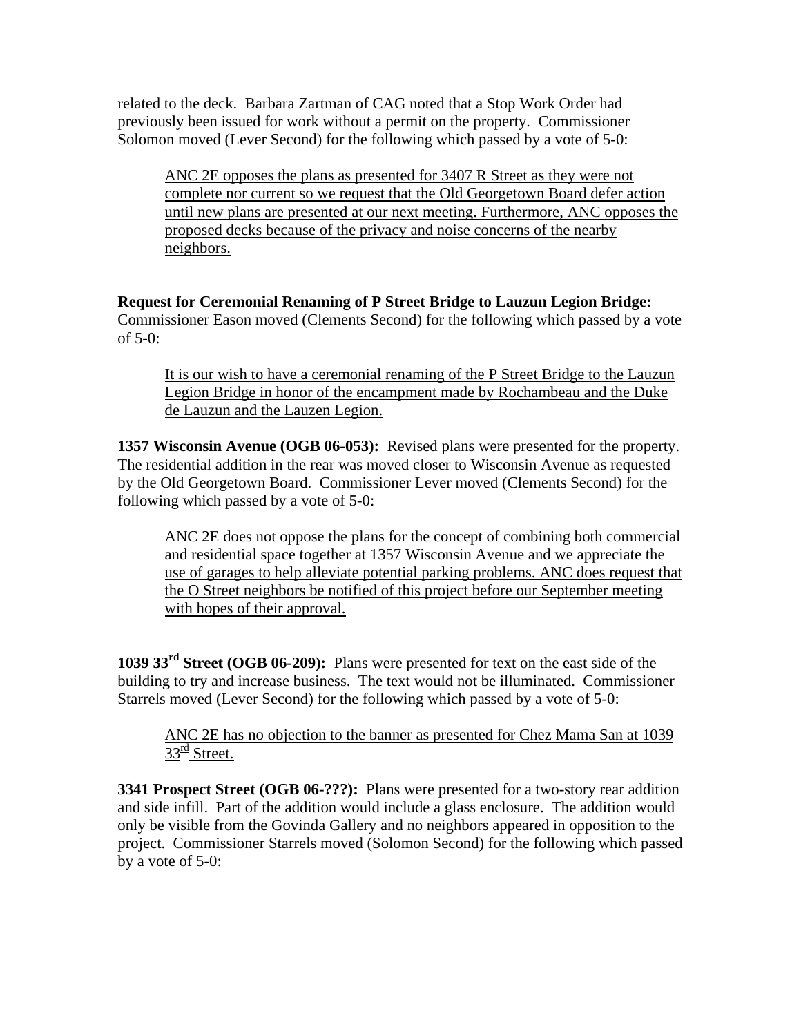related to the deck. Barbara Zartman of CAG noted that a Stop Work Order had previously been issued for work without a permit on the property. Commissioner Solomon moved (Lever Second) for the following which passed by a vote of 5-0:

> <u>ANC 2E opposes the plans as presented for 3407 R Street as they were not complete nor current so we request that the Old Georgetown Board defer action until new plans are presented at our next meeting. Furthermore, ANC opposes the proposed decks because of the privacy and noise concerns of the nearby neighbors.</u>

**Request for Ceremonial Renaming of P Street Bridge to Lauzun Legion Bridge:** Commissioner Eason moved (Clements Second) for the following which passed by a vote of 5-0:

> <u>It is our wish to have a ceremonial renaming of the P Street Bridge to the Lauzun Legion Bridge in honor of the encampment made by Rochambeau and the Duke de Lauzun and the Lauzen Legion.</u>

**1357 Wisconsin Avenue (OGB 06-053):** Revised plans were presented for the property. The residential addition in the rear was moved closer to Wisconsin Avenue as requested by the Old Georgetown Board. Commissioner Lever moved (Clements Second) for the following which passed by a vote of 5-0:

> <u>ANC 2E does not oppose the plans for the concept of combining both commercial and residential space together at 1357 Wisconsin Avenue and we appreciate the use of garages to help alleviate potential parking problems. ANC does request that the O Street neighbors be notified of this project before our September meeting with hopes of their approval.</u>

**1039 33rd Street (OGB 06-209):** Plans were presented for text on the east side of the building to try and increase business. The text would not be illuminated. Commissioner Starrels moved (Lever Second) for the following which passed by a vote of 5-0:

> <u>ANC 2E has no objection to the banner as presented for Chez Mama San at 1039 33rd Street.</u>

**3341 Prospect Street (OGB 06-???):** Plans were presented for a two-story rear addition and side infill. Part of the addition would include a glass enclosure. The addition would only be visible from the Govinda Gallery and no neighbors appeared in opposition to the project. Commissioner Starrels moved (Solomon Second) for the following which passed by a vote of 5-0: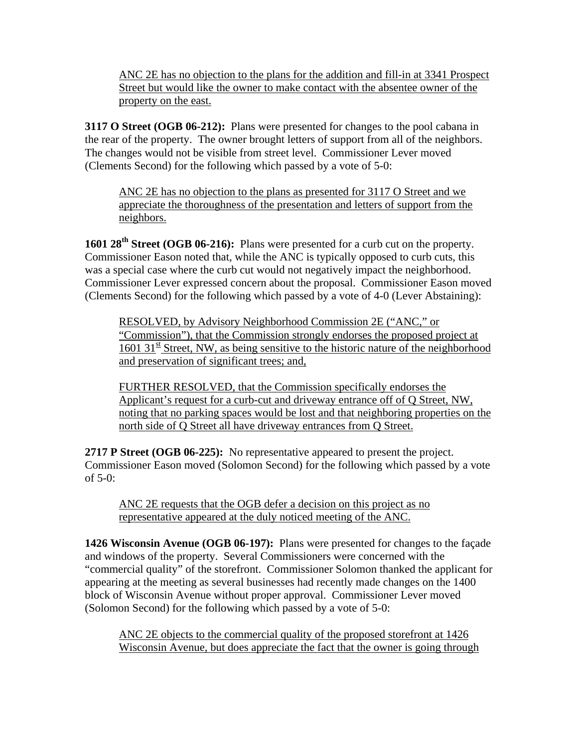ANC 2E has no objection to the plans for the addition and fill-in at 3341 Prospect Street but would like the owner to make contact with the absentee owner of the property on the east.

**3117 O Street (OGB 06-212):** Plans were presented for changes to the pool cabana in the rear of the property. The owner brought letters of support from all of the neighbors. The changes would not be visible from street level. Commissioner Lever moved (Clements Second) for the following which passed by a vote of 5-0:

> ANC 2E has no objection to the plans as presented for 3117 O Street and we appreciate the thoroughness of the presentation and letters of support from the neighbors.

**1601 28th Street (OGB 06-216):** Plans were presented for a curb cut on the property. Commissioner Eason noted that, while the ANC is typically opposed to curb cuts, this was a special case where the curb cut would not negatively impact the neighborhood. Commissioner Lever expressed concern about the proposal. Commissioner Eason moved (Clements Second) for the following which passed by a vote of 4-0 (Lever Abstaining):

> RESOLVED, by Advisory Neighborhood Commission 2E ("ANC," or "Commission"), that the Commission strongly endorses the proposed project at 1601 31st Street, NW, as being sensitive to the historic nature of the neighborhood and preservation of significant trees; and,
>
> FURTHER RESOLVED, that the Commission specifically endorses the Applicant's request for a curb-cut and driveway entrance off of Q Street, NW, noting that no parking spaces would be lost and that neighboring properties on the north side of Q Street all have driveway entrances from Q Street.

**2717 P Street (OGB 06-225):** No representative appeared to present the project. Commissioner Eason moved (Solomon Second) for the following which passed by a vote of 5-0:

> ANC 2E requests that the OGB defer a decision on this project as no representative appeared at the duly noticed meeting of the ANC.

**1426 Wisconsin Avenue (OGB 06-197):** Plans were presented for changes to the façade and windows of the property. Several Commissioners were concerned with the "commercial quality" of the storefront. Commissioner Solomon thanked the applicant for appearing at the meeting as several businesses had recently made changes on the 1400 block of Wisconsin Avenue without proper approval. Commissioner Lever moved (Solomon Second) for the following which passed by a vote of 5-0:

> ANC 2E objects to the commercial quality of the proposed storefront at 1426 Wisconsin Avenue, but does appreciate the fact that the owner is going through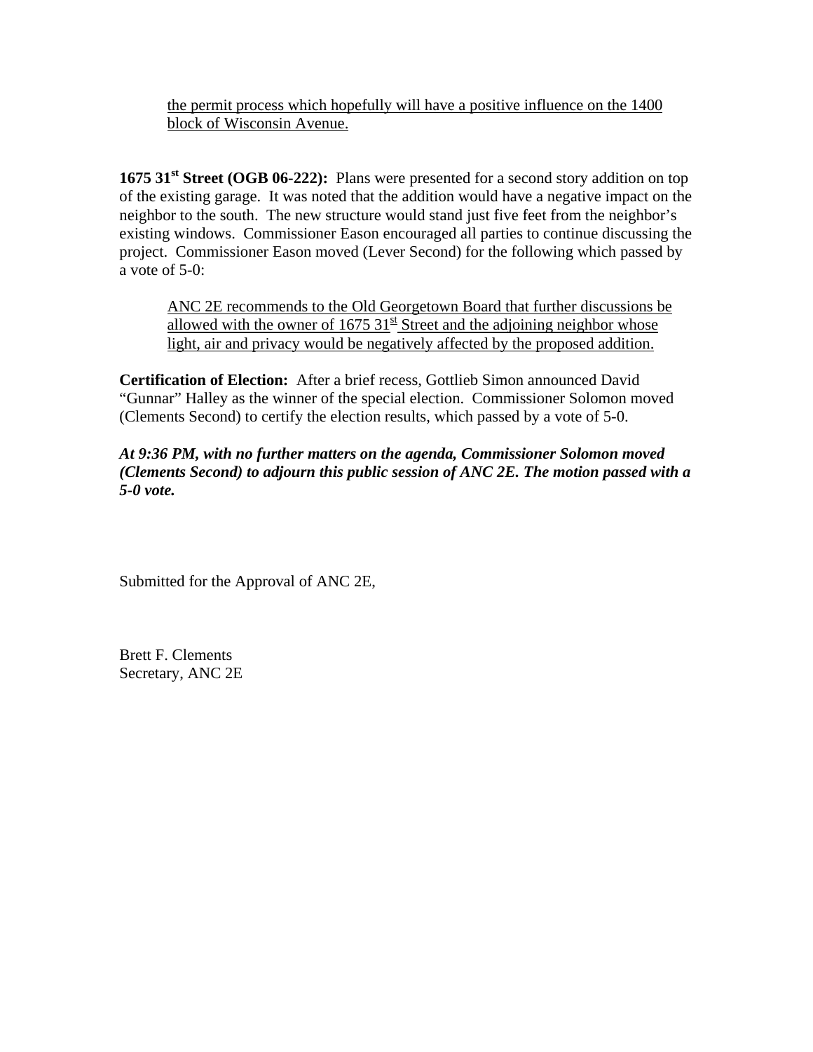the permit process which hopefully will have a positive influence on the 1400 block of Wisconsin Avenue.

**1675 31st Street (OGB 06-222):** Plans were presented for a second story addition on top of the existing garage. It was noted that the addition would have a negative impact on the neighbor to the south. The new structure would stand just five feet from the neighbor's existing windows. Commissioner Eason encouraged all parties to continue discussing the project. Commissioner Eason moved (Lever Second) for the following which passed by a vote of 5-0:

> ANC 2E recommends to the Old Georgetown Board that further discussions be allowed with the owner of 1675 31st Street and the adjoining neighbor whose light, air and privacy would be negatively affected by the proposed addition.

**Certification of Election:** After a brief recess, Gottlieb Simon announced David "Gunnar" Halley as the winner of the special election. Commissioner Solomon moved (Clements Second) to certify the election results, which passed by a vote of 5-0.

***At 9:36 PM, with no further matters on the agenda, Commissioner Solomon moved (Clements Second) to adjourn this public session of ANC 2E. The motion passed with a 5-0 vote.***

Submitted for the Approval of ANC 2E,

Brett F. Clements
Secretary, ANC 2E